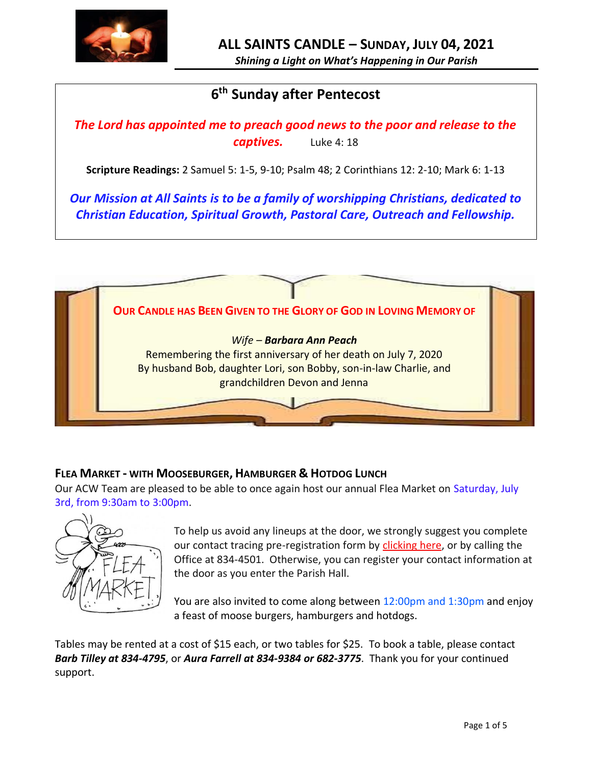# ALL SAINTS CANDLE – SUNDAY, JULY 04, 2021

*Shining a Light on What's Happening in Our Parish*

## 6th Sunday after Pentecost

***The Lord has appointed me to preach good news to the poor and release to the captives.*** Luke 4: 18

**Scripture Readings:** 2 Samuel 5: 1-5, 9-10; Psalm 48; 2 Corinthians 12: 2-10; Mark 6: 1-13

***Our Mission at All Saints is to be a family of worshipping Christians, dedicated to Christian Education, Spiritual Growth, Pastoral Care, Outreach and Fellowship.***

**OUR CANDLE HAS BEEN GIVEN TO THE GLORY OF GOD IN LOVING MEMORY OF**

*Wife* – ***Barbara Ann Peach***
Remembering the first anniversary of her death on July 7, 2020
By husband Bob, daughter Lori, son Bobby, son-in-law Charlie, and grandchildren Devon and Jenna

### FLEA MARKET - WITH MOOSEBURGER, HAMBURGER & HOTDOG LUNCH

Our ACW Team are pleased to be able to once again host our annual Flea Market on Saturday, July 3rd, from 9:30am to 3:00pm.

To help us avoid any lineups at the door, we strongly suggest you complete our contact tracing pre-registration form by clicking here, or by calling the Office at 834-4501. Otherwise, you can register your contact information at the door as you enter the Parish Hall.

You are also invited to come along between 12:00pm and 1:30pm and enjoy a feast of moose burgers, hamburgers and hotdogs.

Tables may be rented at a cost of $15 each, or two tables for $25. To book a table, please contact ***Barb Tilley at 834-4795***, or ***Aura Farrell at 834-9384 or 682-3775***. Thank you for your continued support.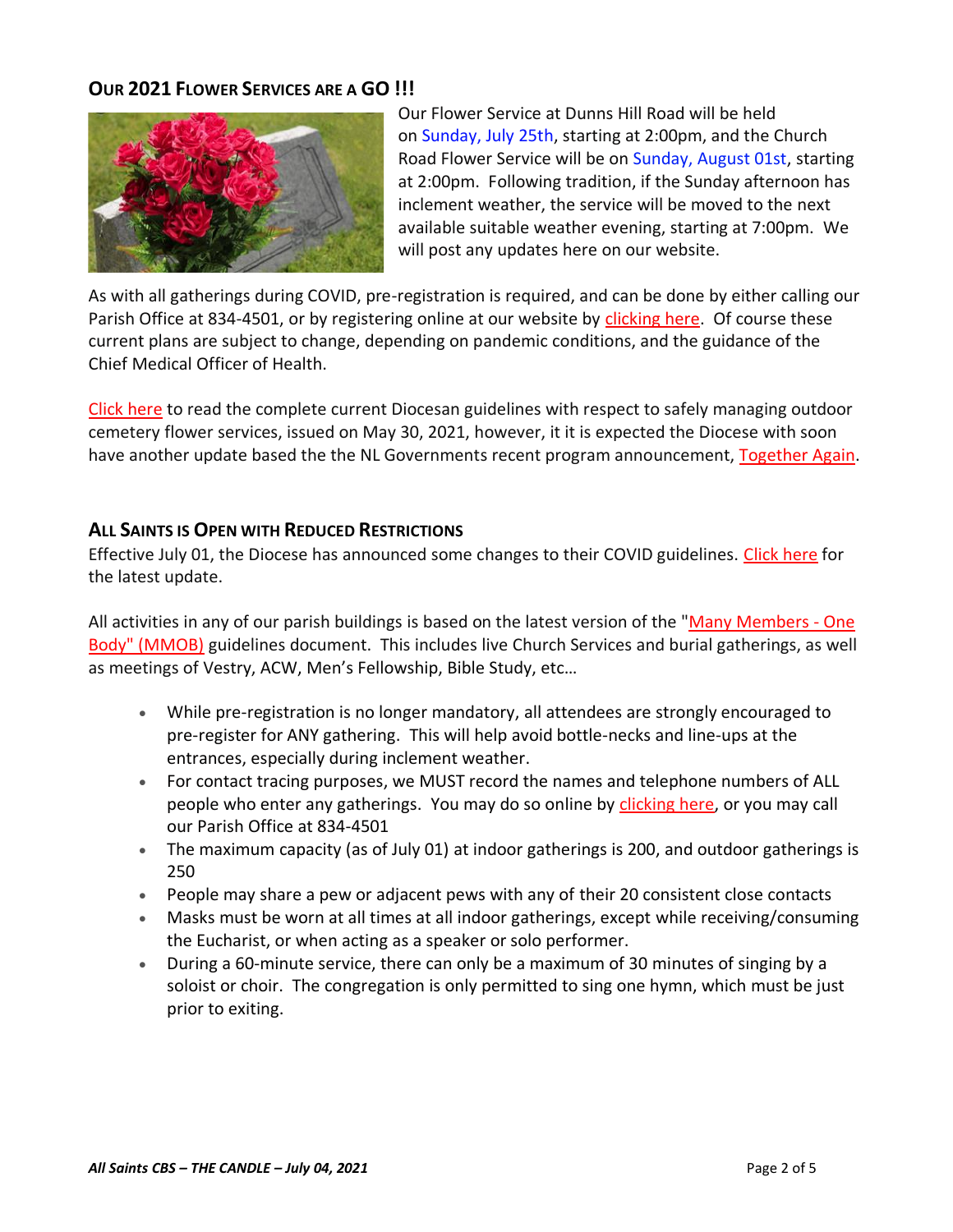## OUR 2021 FLOWER SERVICES ARE A GO !!!

Our Flower Service at Dunns Hill Road will be held on Sunday, July 25th, starting at 2:00pm, and the Church Road Flower Service will be on Sunday, August 01st, starting at 2:00pm. Following tradition, if the Sunday afternoon has inclement weather, the service will be moved to the next available suitable weather evening, starting at 7:00pm. We will post any updates here on our website.

As with all gatherings during COVID, pre-registration is required, and can be done by either calling our Parish Office at 834-4501, or by registering online at our website by clicking here. Of course these current plans are subject to change, depending on pandemic conditions, and the guidance of the Chief Medical Officer of Health.

Click here to read the complete current Diocesan guidelines with respect to safely managing outdoor cemetery flower services, issued on May 30, 2021, however, it it is expected the Diocese with soon have another update based the the NL Governments recent program announcement, Together Again.

## ALL SAINTS IS OPEN WITH REDUCED RESTRICTIONS

Effective July 01, the Diocese has announced some changes to their COVID guidelines. Click here for the latest update.

All activities in any of our parish buildings is based on the latest version of the "Many Members - One Body" (MMOB) guidelines document. This includes live Church Services and burial gatherings, as well as meetings of Vestry, ACW, Men's Fellowship, Bible Study, etc…

- While pre-registration is no longer mandatory, all attendees are strongly encouraged to pre-register for ANY gathering. This will help avoid bottle-necks and line-ups at the entrances, especially during inclement weather.
- For contact tracing purposes, we MUST record the names and telephone numbers of ALL people who enter any gatherings. You may do so online by clicking here, or you may call our Parish Office at 834-4501
- The maximum capacity (as of July 01) at indoor gatherings is 200, and outdoor gatherings is 250
- People may share a pew or adjacent pews with any of their 20 consistent close contacts
- Masks must be worn at all times at all indoor gatherings, except while receiving/consuming the Eucharist, or when acting as a speaker or solo performer.
- During a 60-minute service, there can only be a maximum of 30 minutes of singing by a soloist or choir. The congregation is only permitted to sing one hymn, which must be just prior to exiting.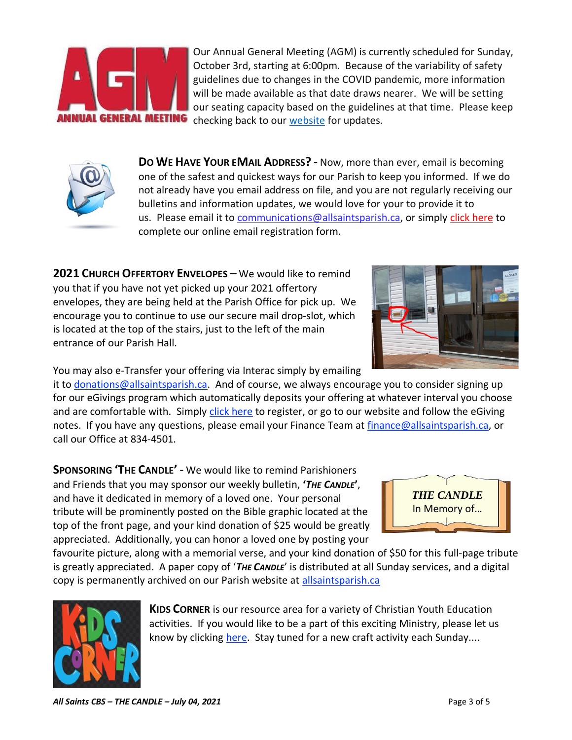Our Annual General Meeting (AGM) is currently scheduled for Sunday, October 3rd, starting at 6:00pm. Because of the variability of safety guidelines due to changes in the COVID pandemic, more information will be made available as that date draws nearer. We will be setting our seating capacity based on the guidelines at that time. Please keep checking back to our website for updates.

**DO WE HAVE YOUR EMAIL ADDRESS?** - Now, more than ever, email is becoming one of the safest and quickest ways for our Parish to keep you informed. If we do not already have you email address on file, and you are not regularly receiving our bulletins and information updates, we would love for your to provide it to us. Please email it to communications@allsaintsparish.ca, or simply click here to complete our online email registration form.

**2021 CHURCH OFFERTORY ENVELOPES** – We would like to remind you that if you have not yet picked up your 2021 offertory envelopes, they are being held at the Parish Office for pick up. We encourage you to continue to use our secure mail drop-slot, which is located at the top of the stairs, just to the left of the main entrance of our Parish Hall.

You may also e-Transfer your offering via Interac simply by emailing it to donations@allsaintsparish.ca. And of course, we always encourage you to consider signing up for our eGivings program which automatically deposits your offering at whatever interval you choose and are comfortable with. Simply click here to register, or go to our website and follow the eGiving notes. If you have any questions, please email your Finance Team at finance@allsaintsparish.ca, or call our Office at 834-4501.

**SPONSORING 'THE CANDLE'** - We would like to remind Parishioners and Friends that you may sponsor our weekly bulletin, '***THE CANDLE***', and have it dedicated in memory of a loved one. Your personal tribute will be prominently posted on the Bible graphic located at the top of the front page, and your kind donation of $25 would be greatly appreciated. Additionally, you can honor a loved one by posting your favourite picture, along with a memorial verse, and your kind donation of $50 for this full-page tribute is greatly appreciated. A paper copy of '*THE CANDLE*' is distributed at all Sunday services, and a digital copy is permanently archived on our Parish website at allsaintsparish.ca

**KIDS CORNER** is our resource area for a variety of Christian Youth Education activities. If you would like to be a part of this exciting Ministry, please let us know by clicking here. Stay tuned for a new craft activity each Sunday....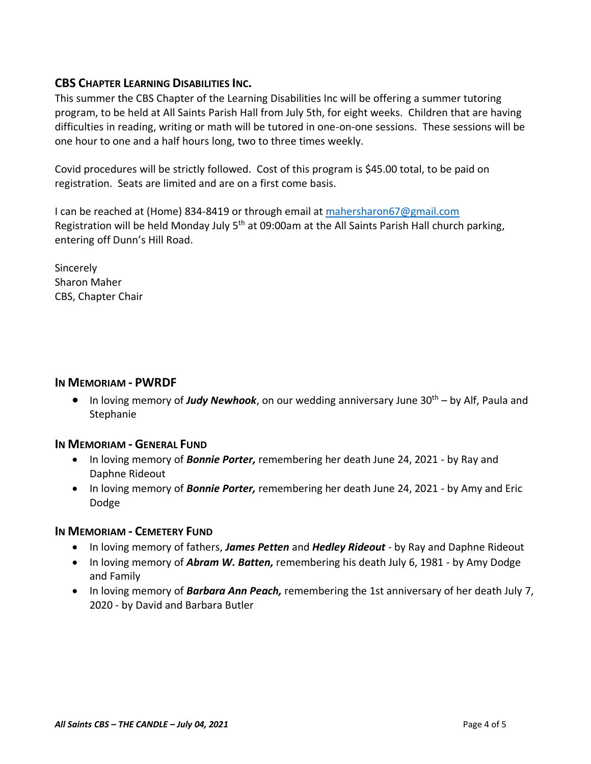## CBS Chapter Learning Disabilities Inc.

This summer the CBS Chapter of the Learning Disabilities Inc will be offering a summer tutoring program, to be held at All Saints Parish Hall from July 5th, for eight weeks. Children that are having difficulties in reading, writing or math will be tutored in one-on-one sessions. These sessions will be one hour to one and a half hours long, two to three times weekly.

Covid procedures will be strictly followed. Cost of this program is $45.00 total, to be paid on registration. Seats are limited and are on a first come basis.

I can be reached at (Home) 834-8419 or through email at [mahersharon67@gmail.com](mailto:mahersharon67@gmail.com)
Registration will be held Monday July 5th at 09:00am at the All Saints Parish Hall church parking, entering off Dunn's Hill Road.

Sincerely
Sharon Maher
CBS, Chapter Chair

## In Memoriam - PWRDF

- In loving memory of ***Judy Newhook***, on our wedding anniversary June 30th – by Alf, Paula and Stephanie

## In Memoriam - General Fund

- In loving memory of ***Bonnie Porter,*** remembering her death June 24, 2021 - by Ray and Daphne Rideout
- In loving memory of ***Bonnie Porter,*** remembering her death June 24, 2021 - by Amy and Eric Dodge

## In Memoriam - Cemetery Fund

- In loving memory of fathers, ***James Petten*** and ***Hedley Rideout*** - by Ray and Daphne Rideout
- In loving memory of ***Abram W. Batten,*** remembering his death July 6, 1981 - by Amy Dodge and Family
- In loving memory of ***Barbara Ann Peach,*** remembering the 1st anniversary of her death July 7, 2020 - by David and Barbara Butler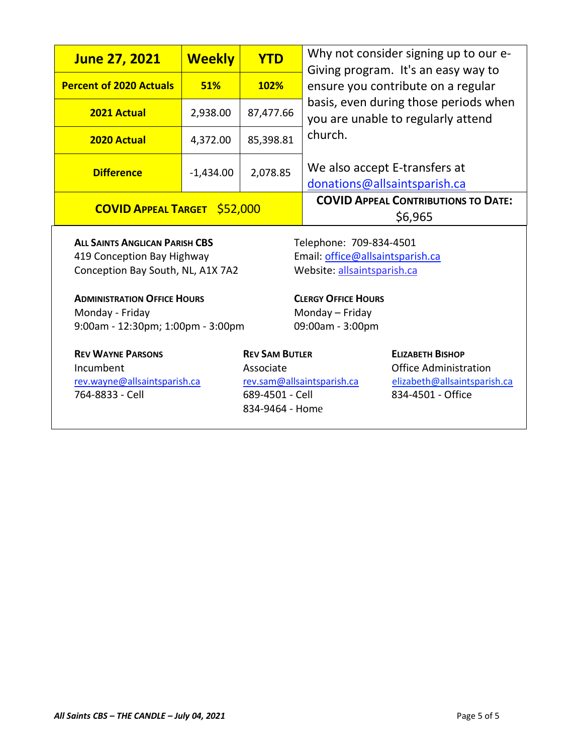| June 27, 2021 | Weekly | YTD |
|---|---|---|
| **Percent of 2020 Actuals** | **51%** | **102%** |
| **2021 Actual** | 2,938.00 | 87,477.66 |
| **2020 Actual** | 4,372.00 | 85,398.81 |
| **Difference** | -1,434.00 | 2,078.85 |

**COVID APPEAL TARGET** $52,000

Why not consider signing up to our e-Giving program. It's an easy way to ensure you contribute on a regular basis, even during those periods when you are unable to regularly attend church.

We also accept E-transfers at donations@allsaintsparish.ca

**COVID APPEAL CONTRIBUTIONS TO DATE:** $6,965

**ALL SAINTS ANGLICAN PARISH CBS**
419 Conception Bay Highway
Conception Bay South, NL, A1X 7A2

Telephone: 709-834-4501
Email: office@allsaintsparish.ca
Website: allsaintsparish.ca

**ADMINISTRATION OFFICE HOURS**
Monday - Friday
9:00am - 12:30pm; 1:00pm - 3:00pm

**CLERGY OFFICE HOURS**
Monday – Friday
09:00am - 3:00pm

**REV WAYNE PARSONS**
Incumbent
rev.wayne@allsaintsparish.ca
764-8833 - Cell

**REV SAM BUTLER**
Associate
rev.sam@allsaintsparish.ca
689-4501 - Cell
834-9464 - Home

**ELIZABETH BISHOP**
Office Administration
elizabeth@allsaintsparish.ca
834-4501 - Office